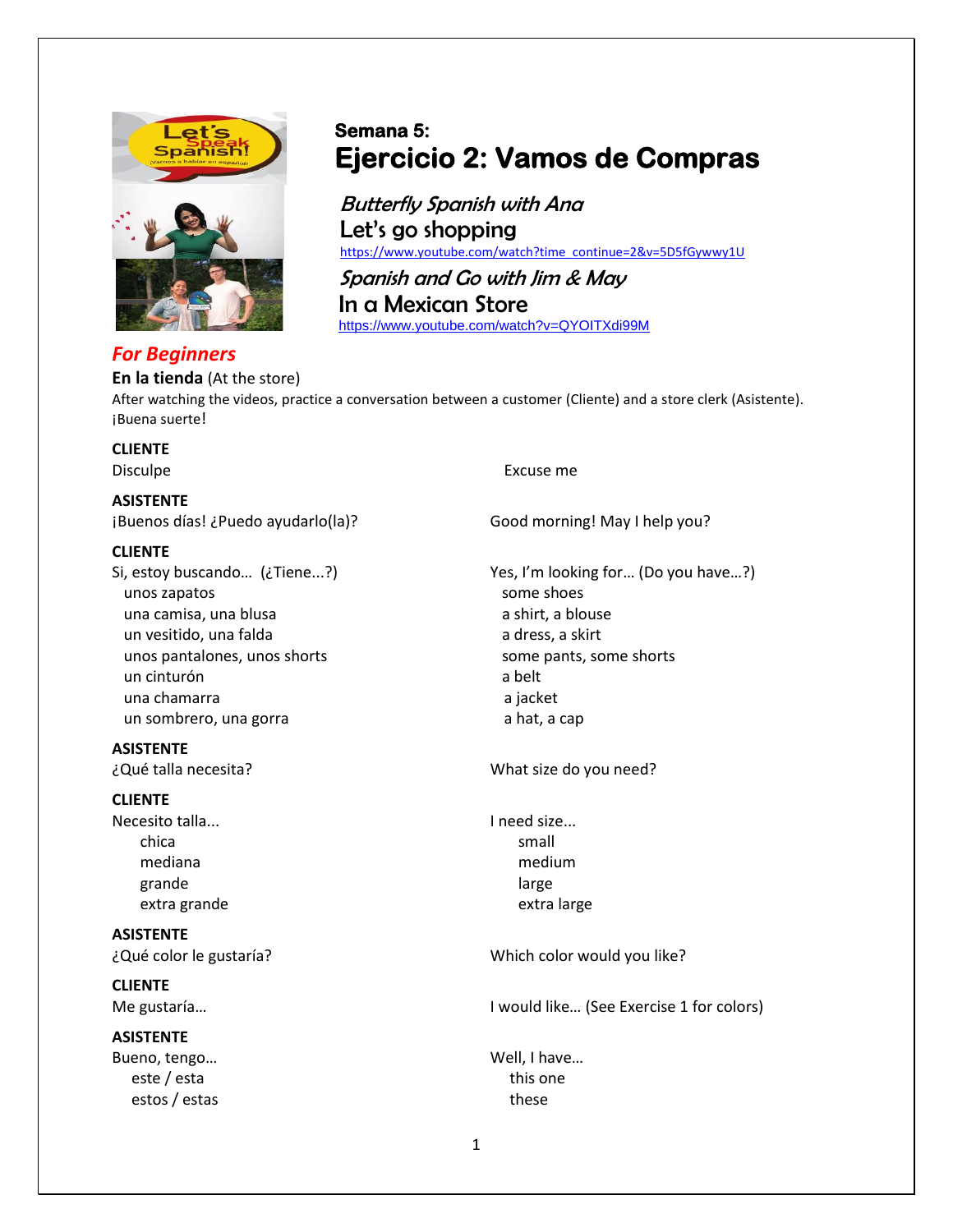### Semana 5:

# Ejercicio 2: Vamos de Compras

*Butterfly Spanish with Ana*

**Let's go shopping**

https://www.youtube.com/watch?time_continue=2&v=5D5fGywwy1U

*Spanish and Go with Jim & May*

**In a Mexican Store**

https://www.youtube.com/watch?v=QYOITXdi99M

## *For Beginners*

**En la tienda** (At the store)

After watching the videos, practice a conversation between a customer (Cliente) and a store clerk (Asistente). ¡Buena suerte!

| Español | English |
|---|---|
| **CLIENTE** | |
| Disculpe | Excuse me |
| **ASISTENTE** | |
| ¡Buenos días! ¿Puedo ayudarlo(la)? | Good morning! May I help you? |
| **CLIENTE** | |
| Si, estoy buscando… (¿Tiene...?) | Yes, I'm looking for… (Do you have…?) |
| unos zapatos | some shoes |
| una camisa, una blusa | a shirt, a blouse |
| un vesitido, una falda | a dress, a skirt |
| unos pantalones, unos shorts | some pants, some shorts |
| un cinturón | a belt |
| una chamarra | a jacket |
| un sombrero, una gorra | a hat, a cap |
| **ASISTENTE** | |
| ¿Qué talla necesita? | What size do you need? |
| **CLIENTE** | |
| Necesito talla... | I need size... |
| chica | small |
| mediana | medium |
| grande | large |
| extra grande | extra large |
| **ASISTENTE** | |
| ¿Qué color le gustaría? | Which color would you like? |
| **CLIENTE** | |
| Me gustaría… | I would like… (See Exercise 1 for colors) |
| **ASISTENTE** | |
| Bueno, tengo… | Well, I have… |
| este / esta | this one |
| estos / estas | these |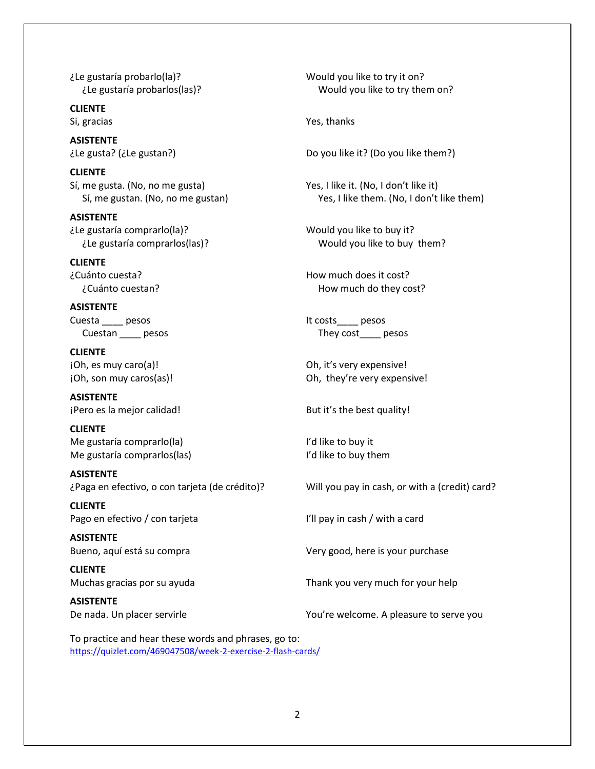| | |
|---|---|
| ¿Le gustaría probarlo(la)? | Would you like to try it on? |
| ¿Le gustaría probarlos(las)? | Would you like to try them on? |
| **CLIENTE** | |
| Si, gracias | Yes, thanks |
| **ASISTENTE** | |
| ¿Le gusta? (¿Le gustan?) | Do you like it? (Do you like them?) |
| **CLIENTE** | |
| Sí, me gusta. (No, no me gusta) | Yes, I like it. (No, I don't like it) |
| Sí, me gustan. (No, no me gustan) | Yes, I like them. (No, I don't like them) |
| **ASISTENTE** | |
| ¿Le gustaría comprarlo(la)? | Would you like to buy it? |
| ¿Le gustaría comprarlos(las)? | Would you like to buy them? |
| **CLIENTE** | |
| ¿Cuánto cuesta? | How much does it cost? |
| ¿Cuánto cuestan? | How much do they cost? |
| **ASISTENTE** | |
| Cuesta ____ pesos | It costs____ pesos |
| Cuestan ____ pesos | They cost____ pesos |
| **CLIENTE** | |
| ¡Oh, es muy caro(a)! | Oh, it's very expensive! |
| ¡Oh, son muy caros(as)! | Oh, they're very expensive! |
| **ASISTENTE** | |
| ¡Pero es la mejor calidad! | But it's the best quality! |
| **CLIENTE** | |
| Me gustaría comprarlo(la) | I'd like to buy it |
| Me gustaría comprarlos(las) | I'd like to buy them |
| **ASISTENTE** | |
| ¿Paga en efectivo, o con tarjeta (de crédito)? | Will you pay in cash, or with a (credit) card? |
| **CLIENTE** | |
| Pago en efectivo / con tarjeta | I'll pay in cash / with a card |
| **ASISTENTE** | |
| Bueno, aquí está su compra | Very good, here is your purchase |
| **CLIENTE** | |
| Muchas gracias por su ayuda | Thank you very much for your help |
| **ASISTENTE** | |
| De nada. Un placer servirle | You're welcome. A pleasure to serve you |

To practice and hear these words and phrases, go to:
https://quizlet.com/469047508/week-2-exercise-2-flash-cards/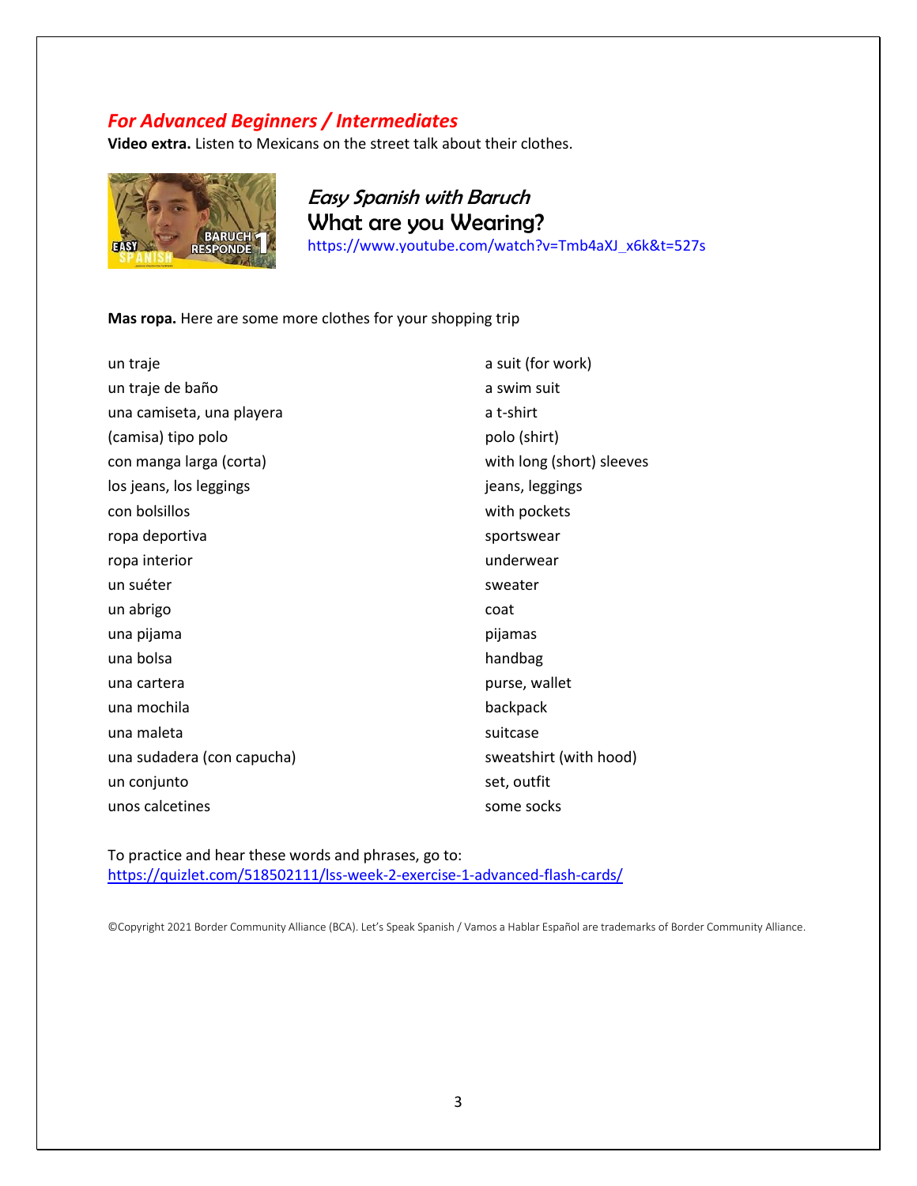## *For Advanced Beginners / Intermediates*

**Video extra.** Listen to Mexicans on the street talk about their clothes.

*Easy Spanish with Baruch*
What are you Wearing?
https://www.youtube.com/watch?v=Tmb4aXJ_x6k&t=527s

**Mas ropa.** Here are some more clothes for your shopping trip

| | |
|---|---|
| un traje | a suit (for work) |
| un traje de baño | a swim suit |
| una camiseta, una playera | a t-shirt |
| (camisa) tipo polo | polo (shirt) |
| con manga larga (corta) | with long (short) sleeves |
| los jeans, los leggings | jeans, leggings |
| con bolsillos | with pockets |
| ropa deportiva | sportswear |
| ropa interior | underwear |
| un suéter | sweater |
| un abrigo | coat |
| una pijama | pijamas |
| una bolsa | handbag |
| una cartera | purse, wallet |
| una mochila | backpack |
| una maleta | suitcase |
| una sudadera (con capucha) | sweatshirt (with hood) |
| un conjunto | set, outfit |
| unos calcetines | some socks |

To practice and hear these words and phrases, go to:
https://quizlet.com/518502111/lss-week-2-exercise-1-advanced-flash-cards/

©Copyright 2021 Border Community Alliance (BCA). Let's Speak Spanish / Vamos a Hablar Español are trademarks of Border Community Alliance.